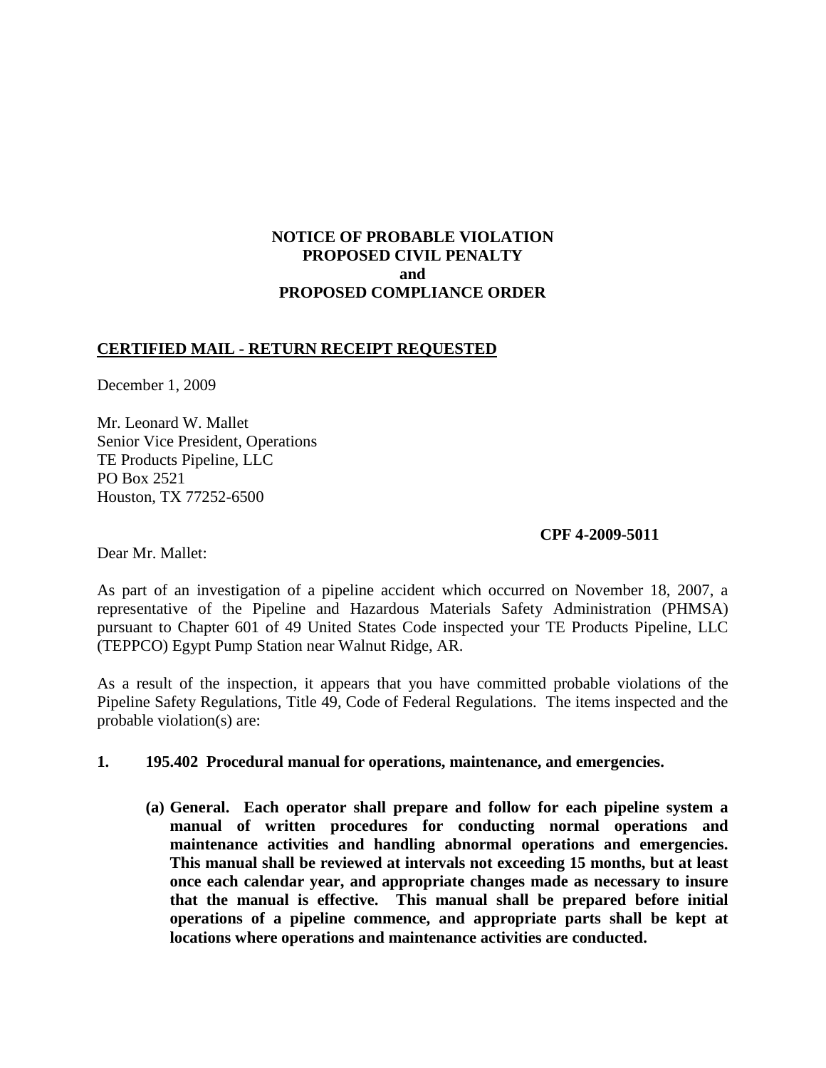**NOTICE OF PROBABLE VIOLATION**
**PROPOSED CIVIL PENALTY**
**and**
**PROPOSED COMPLIANCE ORDER**

**CERTIFIED MAIL - RETURN RECEIPT REQUESTED**

December 1, 2009

Mr. Leonard W. Mallet
Senior Vice President, Operations
TE Products Pipeline, LLC
PO Box 2521
Houston, TX 77252-6500

**CPF 4-2009-5011**

Dear Mr. Mallet:

As part of an investigation of a pipeline accident which occurred on November 18, 2007, a representative of the Pipeline and Hazardous Materials Safety Administration (PHMSA) pursuant to Chapter 601 of 49 United States Code inspected your TE Products Pipeline, LLC (TEPPCO) Egypt Pump Station near Walnut Ridge, AR.

As a result of the inspection, it appears that you have committed probable violations of the Pipeline Safety Regulations, Title 49, Code of Federal Regulations. The items inspected and the probable violation(s) are:

**1. 195.402 Procedural manual for operations, maintenance, and emergencies.**

**(a) General. Each operator shall prepare and follow for each pipeline system a manual of written procedures for conducting normal operations and maintenance activities and handling abnormal operations and emergencies. This manual shall be reviewed at intervals not exceeding 15 months, but at least once each calendar year, and appropriate changes made as necessary to insure that the manual is effective. This manual shall be prepared before initial operations of a pipeline commence, and appropriate parts shall be kept at locations where operations and maintenance activities are conducted.**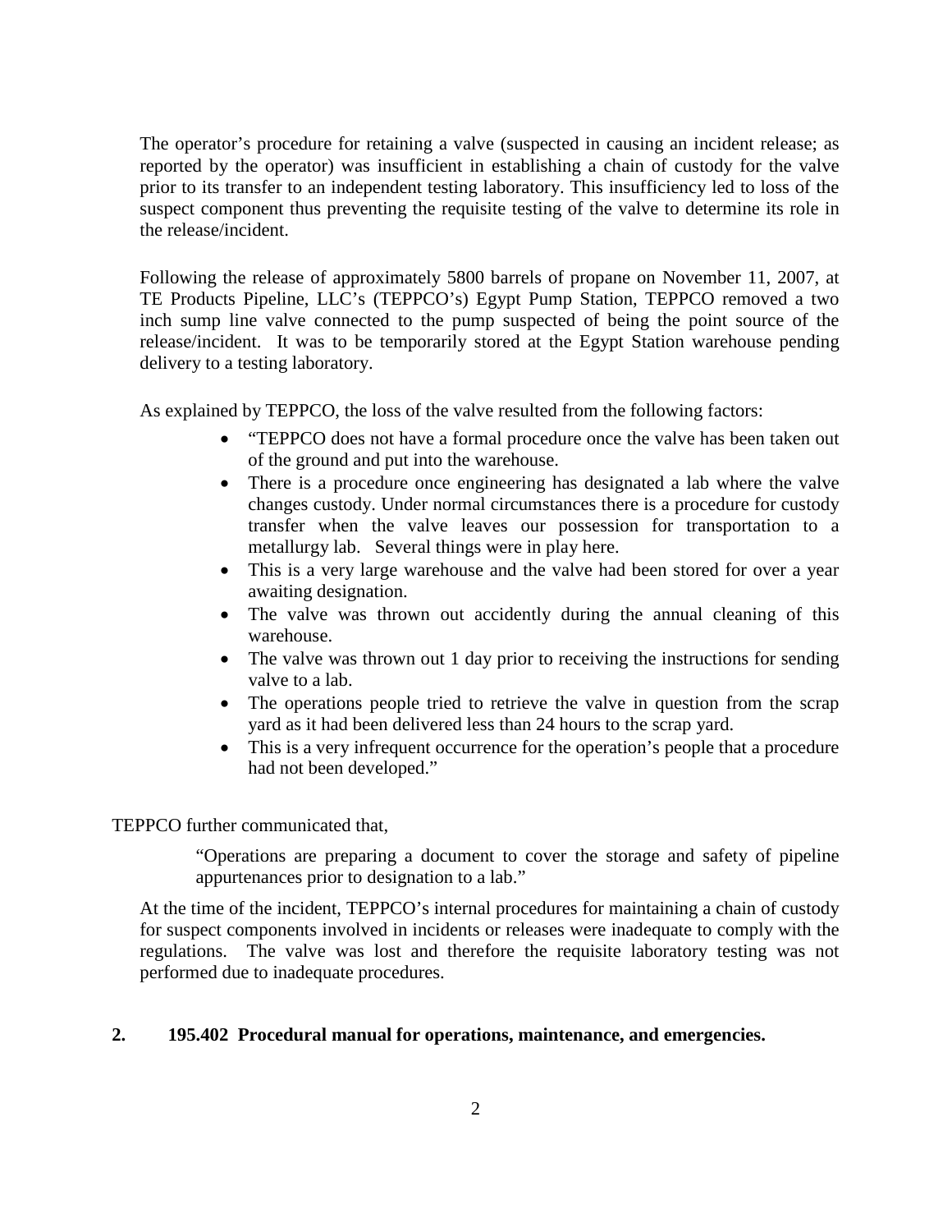The operator's procedure for retaining a valve (suspected in causing an incident release; as reported by the operator) was insufficient in establishing a chain of custody for the valve prior to its transfer to an independent testing laboratory. This insufficiency led to loss of the suspect component thus preventing the requisite testing of the valve to determine its role in the release/incident.

Following the release of approximately 5800 barrels of propane on November 11, 2007, at TE Products Pipeline, LLC's (TEPPCO's) Egypt Pump Station, TEPPCO removed a two inch sump line valve connected to the pump suspected of being the point source of the release/incident. It was to be temporarily stored at the Egypt Station warehouse pending delivery to a testing laboratory.

As explained by TEPPCO, the loss of the valve resulted from the following factors:

- "TEPPCO does not have a formal procedure once the valve has been taken out of the ground and put into the warehouse.
- There is a procedure once engineering has designated a lab where the valve changes custody. Under normal circumstances there is a procedure for custody transfer when the valve leaves our possession for transportation to a metallurgy lab. Several things were in play here.
- This is a very large warehouse and the valve had been stored for over a year awaiting designation.
- The valve was thrown out accidently during the annual cleaning of this warehouse.
- The valve was thrown out 1 day prior to receiving the instructions for sending valve to a lab.
- The operations people tried to retrieve the valve in question from the scrap yard as it had been delivered less than 24 hours to the scrap yard.
- This is a very infrequent occurrence for the operation's people that a procedure had not been developed."

TEPPCO further communicated that,

> "Operations are preparing a document to cover the storage and safety of pipeline appurtenances prior to designation to a lab."

At the time of the incident, TEPPCO's internal procedures for maintaining a chain of custody for suspect components involved in incidents or releases were inadequate to comply with the regulations. The valve was lost and therefore the requisite laboratory testing was not performed due to inadequate procedures.

**2. 195.402 Procedural manual for operations, maintenance, and emergencies.**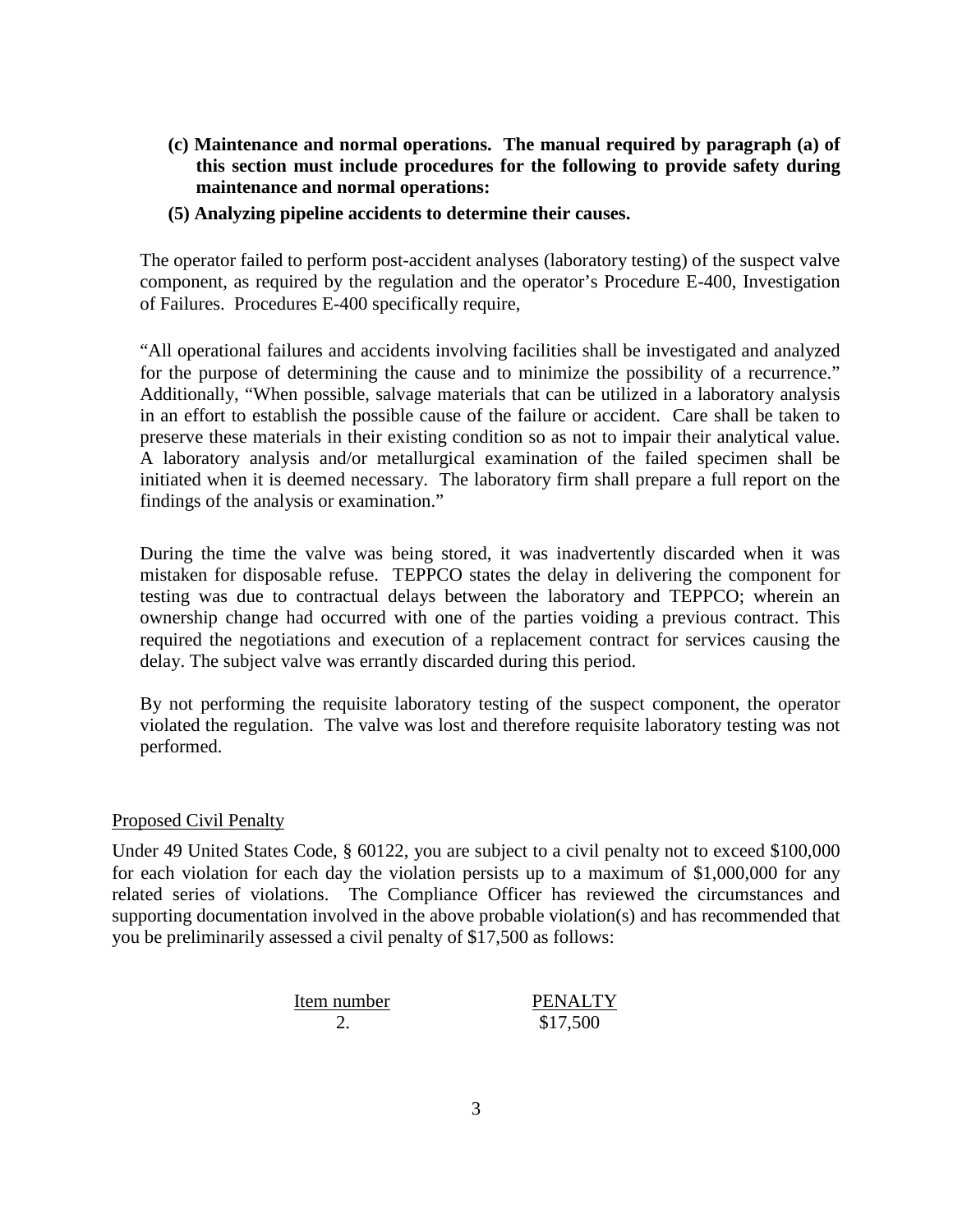**(c) Maintenance and normal operations. The manual required by paragraph (a) of this section must include procedures for the following to provide safety during maintenance and normal operations:**

**(5) Analyzing pipeline accidents to determine their causes.**

The operator failed to perform post-accident analyses (laboratory testing) of the suspect valve component, as required by the regulation and the operator's Procedure E-400, Investigation of Failures. Procedures E-400 specifically require,

"All operational failures and accidents involving facilities shall be investigated and analyzed for the purpose of determining the cause and to minimize the possibility of a recurrence." Additionally, "When possible, salvage materials that can be utilized in a laboratory analysis in an effort to establish the possible cause of the failure or accident. Care shall be taken to preserve these materials in their existing condition so as not to impair their analytical value. A laboratory analysis and/or metallurgical examination of the failed specimen shall be initiated when it is deemed necessary. The laboratory firm shall prepare a full report on the findings of the analysis or examination."

During the time the valve was being stored, it was inadvertently discarded when it was mistaken for disposable refuse. TEPPCO states the delay in delivering the component for testing was due to contractual delays between the laboratory and TEPPCO; wherein an ownership change had occurred with one of the parties voiding a previous contract. This required the negotiations and execution of a replacement contract for services causing the delay. The subject valve was errantly discarded during this period.

By not performing the requisite laboratory testing of the suspect component, the operator violated the regulation. The valve was lost and therefore requisite laboratory testing was not performed.

Proposed Civil Penalty

Under 49 United States Code, § 60122, you are subject to a civil penalty not to exceed $100,000 for each violation for each day the violation persists up to a maximum of $1,000,000 for any related series of violations. The Compliance Officer has reviewed the circumstances and supporting documentation involved in the above probable violation(s) and has recommended that you be preliminarily assessed a civil penalty of $17,500 as follows:

| Item number | PENALTY |
|---|---|
| 2. | $17,500 |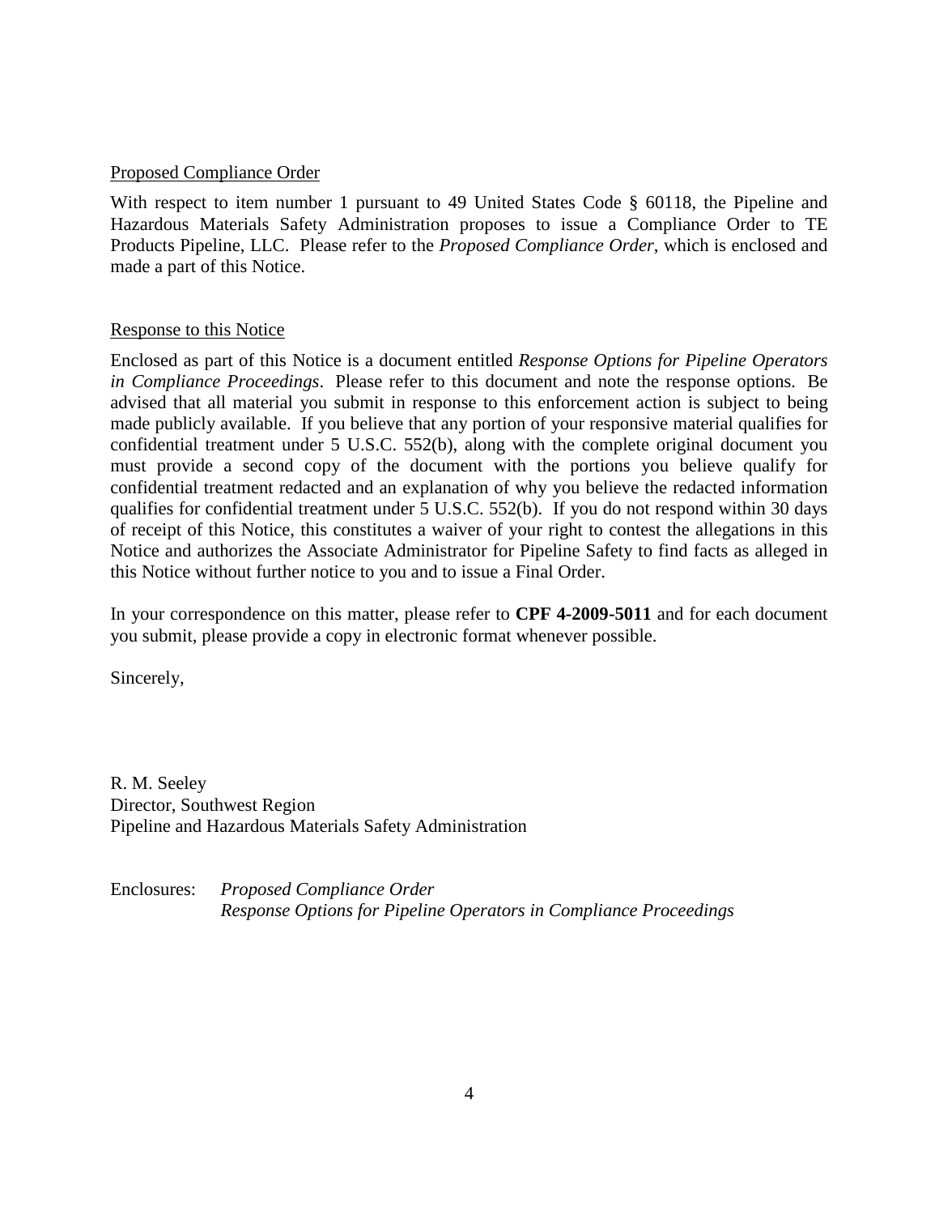Proposed Compliance Order

With respect to item number 1 pursuant to 49 United States Code § 60118, the Pipeline and Hazardous Materials Safety Administration proposes to issue a Compliance Order to TE Products Pipeline, LLC. Please refer to the *Proposed Compliance Order*, which is enclosed and made a part of this Notice.

Response to this Notice

Enclosed as part of this Notice is a document entitled *Response Options for Pipeline Operators in Compliance Proceedings*. Please refer to this document and note the response options. Be advised that all material you submit in response to this enforcement action is subject to being made publicly available. If you believe that any portion of your responsive material qualifies for confidential treatment under 5 U.S.C. 552(b), along with the complete original document you must provide a second copy of the document with the portions you believe qualify for confidential treatment redacted and an explanation of why you believe the redacted information qualifies for confidential treatment under 5 U.S.C. 552(b). If you do not respond within 30 days of receipt of this Notice, this constitutes a waiver of your right to contest the allegations in this Notice and authorizes the Associate Administrator for Pipeline Safety to find facts as alleged in this Notice without further notice to you and to issue a Final Order.

In your correspondence on this matter, please refer to **CPF 4-2009-5011** and for each document you submit, please provide a copy in electronic format whenever possible.

Sincerely,

R. M. Seeley
Director, Southwest Region
Pipeline and Hazardous Materials Safety Administration

Enclosures: *Proposed Compliance Order*
*Response Options for Pipeline Operators in Compliance Proceedings*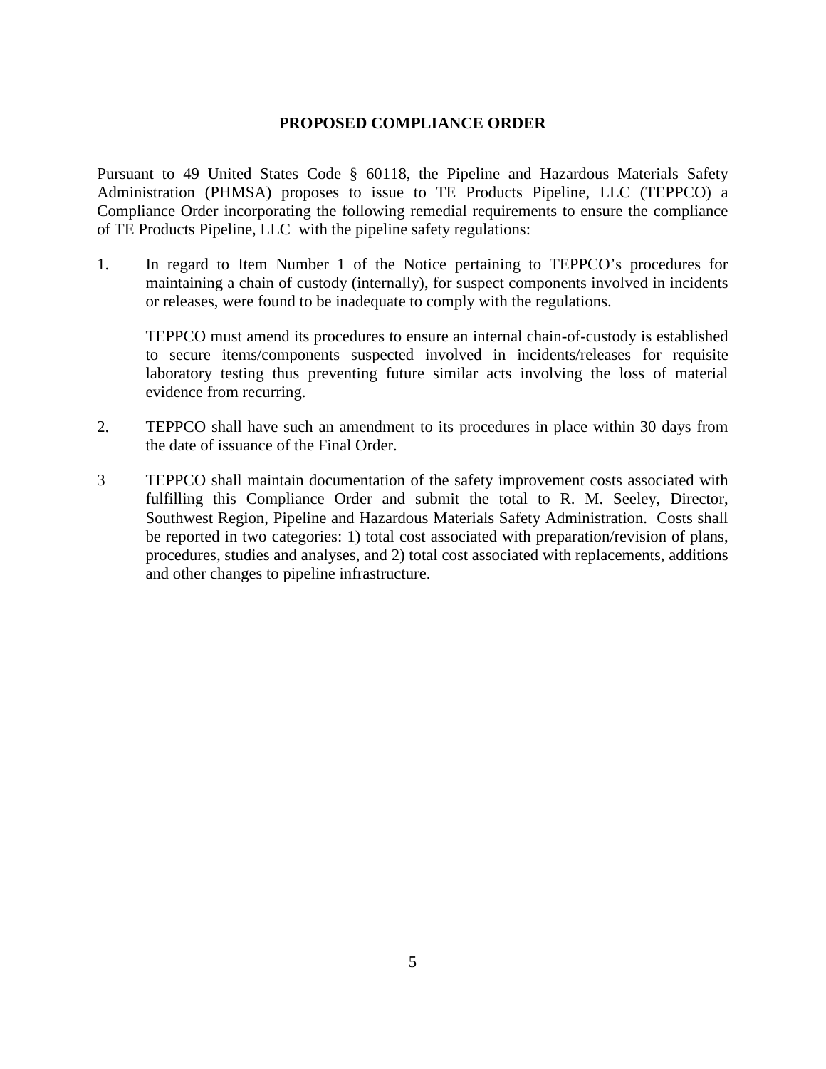# PROPOSED COMPLIANCE ORDER

Pursuant to 49 United States Code § 60118, the Pipeline and Hazardous Materials Safety Administration (PHMSA) proposes to issue to TE Products Pipeline, LLC (TEPPCO) a Compliance Order incorporating the following remedial requirements to ensure the compliance of TE Products Pipeline, LLC with the pipeline safety regulations:

1. In regard to Item Number 1 of the Notice pertaining to TEPPCO's procedures for maintaining a chain of custody (internally), for suspect components involved in incidents or releases, were found to be inadequate to comply with the regulations.

   TEPPCO must amend its procedures to ensure an internal chain-of-custody is established to secure items/components suspected involved in incidents/releases for requisite laboratory testing thus preventing future similar acts involving the loss of material evidence from recurring.

2. TEPPCO shall have such an amendment to its procedures in place within 30 days from the date of issuance of the Final Order.

3 TEPPCO shall maintain documentation of the safety improvement costs associated with fulfilling this Compliance Order and submit the total to R. M. Seeley, Director, Southwest Region, Pipeline and Hazardous Materials Safety Administration. Costs shall be reported in two categories: 1) total cost associated with preparation/revision of plans, procedures, studies and analyses, and 2) total cost associated with replacements, additions and other changes to pipeline infrastructure.